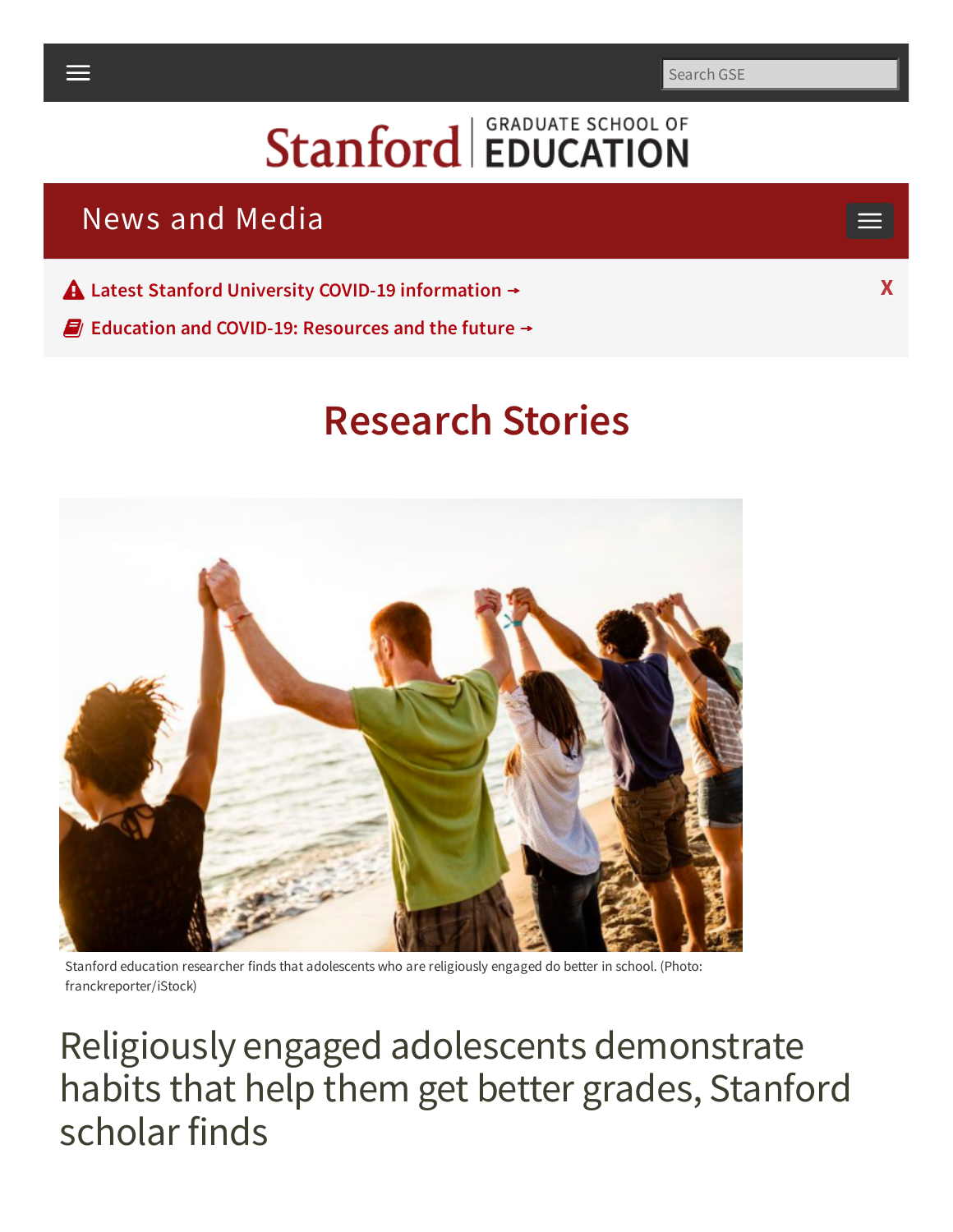Search GSE

Stanford | GRADUATE SCHOOL OF EDUCATION

News and Media

Latest Stanford University COVID-19 information →

Education and COVID-19: Resources and the future →

# Research Stories

Stanford education researcher finds that adolescents who are religiously engaged do better in school. (Photo: franckreporter/iStock)

# Religiously engaged adolescents demonstrate habits that help them get better grades, Stanford scholar finds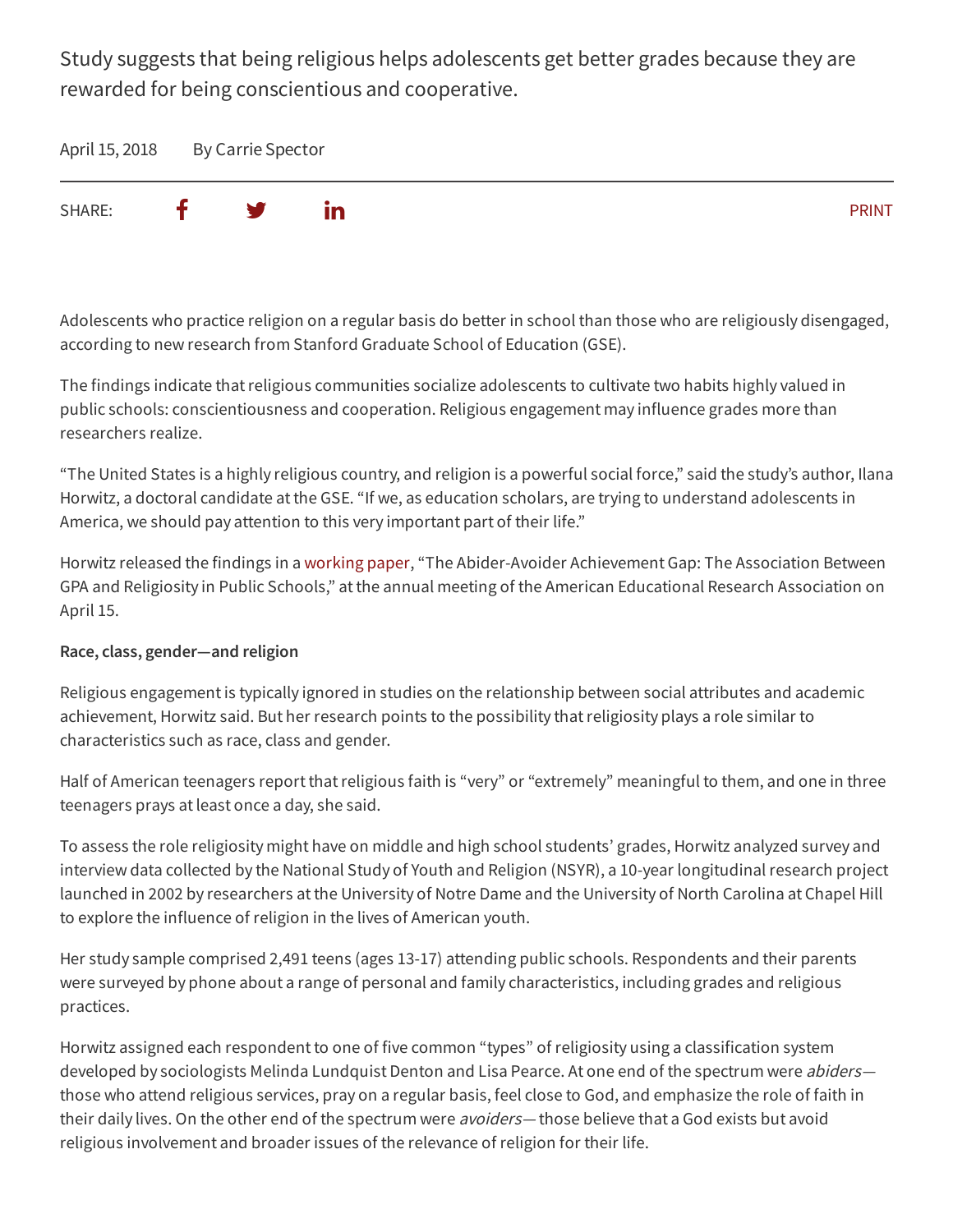Study suggests that being religious helps adolescents get better grades because they are rewarded for being conscientious and cooperative.

April 15, 2018 By Carrie Spector

SHARE: PRINT

Adolescents who practice religion on a regular basis do better in school than those who are religiously disengaged, according to new research from Stanford Graduate School of Education (GSE).

The findings indicate that religious communities socialize adolescents to cultivate two habits highly valued in public schools: conscientiousness and cooperation. Religious engagement may influence grades more than researchers realize.

"The United States is a highly religious country, and religion is a powerful social force," said the study's author, Ilana Horwitz, a doctoral candidate at the GSE. "If we, as education scholars, are trying to understand adolescents in America, we should pay attention to this very important part of their life."

Horwitz released the findings in a working paper, "The Abider-Avoider Achievement Gap: The Association Between GPA and Religiosity in Public Schools," at the annual meeting of the American Educational Research Association on April 15.

**Race, class, gender—and religion**

Religious engagement is typically ignored in studies on the relationship between social attributes and academic achievement, Horwitz said. But her research points to the possibility that religiosity plays a role similar to characteristics such as race, class and gender.

Half of American teenagers report that religious faith is "very" or "extremely" meaningful to them, and one in three teenagers prays at least once a day, she said.

To assess the role religiosity might have on middle and high school students' grades, Horwitz analyzed survey and interview data collected by the National Study of Youth and Religion (NSYR), a 10-year longitudinal research project launched in 2002 by researchers at the University of Notre Dame and the University of North Carolina at Chapel Hill to explore the influence of religion in the lives of American youth.

Her study sample comprised 2,491 teens (ages 13-17) attending public schools. Respondents and their parents were surveyed by phone about a range of personal and family characteristics, including grades and religious practices.

Horwitz assigned each respondent to one of five common "types" of religiosity using a classification system developed by sociologists Melinda Lundquist Denton and Lisa Pearce. At one end of the spectrum were *abiders*—those who attend religious services, pray on a regular basis, feel close to God, and emphasize the role of faith in their daily lives. On the other end of the spectrum were *avoiders*— those believe that a God exists but avoid religious involvement and broader issues of the relevance of religion for their life.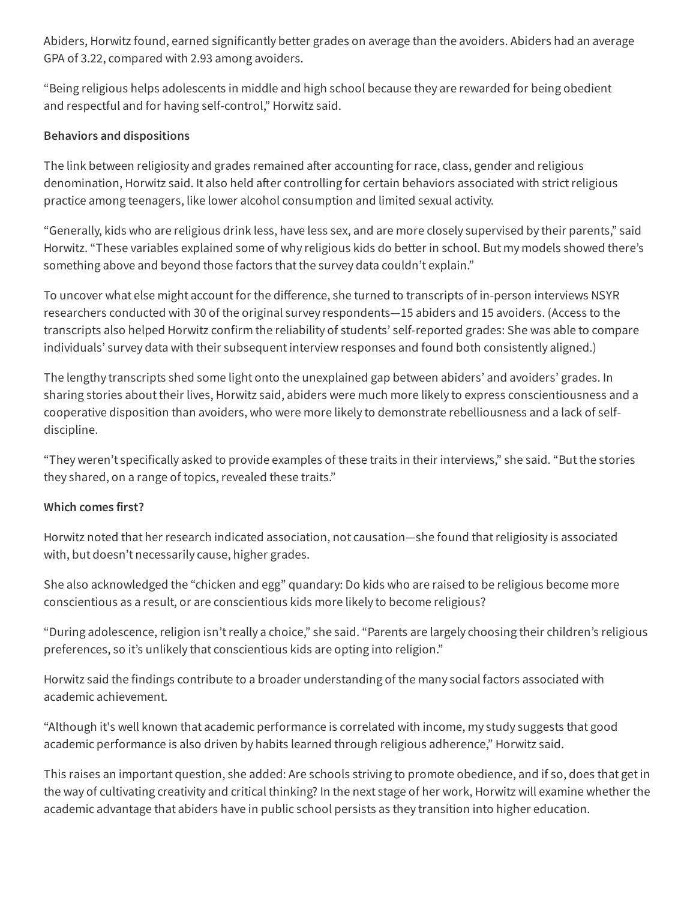Abiders, Horwitz found, earned significantly better grades on average than the avoiders. Abiders had an average GPA of 3.22, compared with 2.93 among avoiders.

"Being religious helps adolescents in middle and high school because they are rewarded for being obedient and respectful and for having self-control," Horwitz said.

**Behaviors and dispositions**

The link between religiosity and grades remained after accounting for race, class, gender and religious denomination, Horwitz said. It also held after controlling for certain behaviors associated with strict religious practice among teenagers, like lower alcohol consumption and limited sexual activity.

"Generally, kids who are religious drink less, have less sex, and are more closely supervised by their parents," said Horwitz. "These variables explained some of why religious kids do better in school. But my models showed there's something above and beyond those factors that the survey data couldn't explain."

To uncover what else might account for the difference, she turned to transcripts of in-person interviews NSYR researchers conducted with 30 of the original survey respondents—15 abiders and 15 avoiders. (Access to the transcripts also helped Horwitz confirm the reliability of students' self-reported grades: She was able to compare individuals' survey data with their subsequent interview responses and found both consistently aligned.)

The lengthy transcripts shed some light onto the unexplained gap between abiders' and avoiders' grades. In sharing stories about their lives, Horwitz said, abiders were much more likely to express conscientiousness and a cooperative disposition than avoiders, who were more likely to demonstrate rebelliousness and a lack of self-discipline.

"They weren't specifically asked to provide examples of these traits in their interviews," she said. "But the stories they shared, on a range of topics, revealed these traits."

**Which comes first?**

Horwitz noted that her research indicated association, not causation—she found that religiosity is associated with, but doesn't necessarily cause, higher grades.

She also acknowledged the "chicken and egg" quandary: Do kids who are raised to be religious become more conscientious as a result, or are conscientious kids more likely to become religious?

"During adolescence, religion isn't really a choice," she said. "Parents are largely choosing their children's religious preferences, so it's unlikely that conscientious kids are opting into religion."

Horwitz said the findings contribute to a broader understanding of the many social factors associated with academic achievement.

"Although it's well known that academic performance is correlated with income, my study suggests that good academic performance is also driven by habits learned through religious adherence," Horwitz said.

This raises an important question, she added: Are schools striving to promote obedience, and if so, does that get in the way of cultivating creativity and critical thinking? In the next stage of her work, Horwitz will examine whether the academic advantage that abiders have in public school persists as they transition into higher education.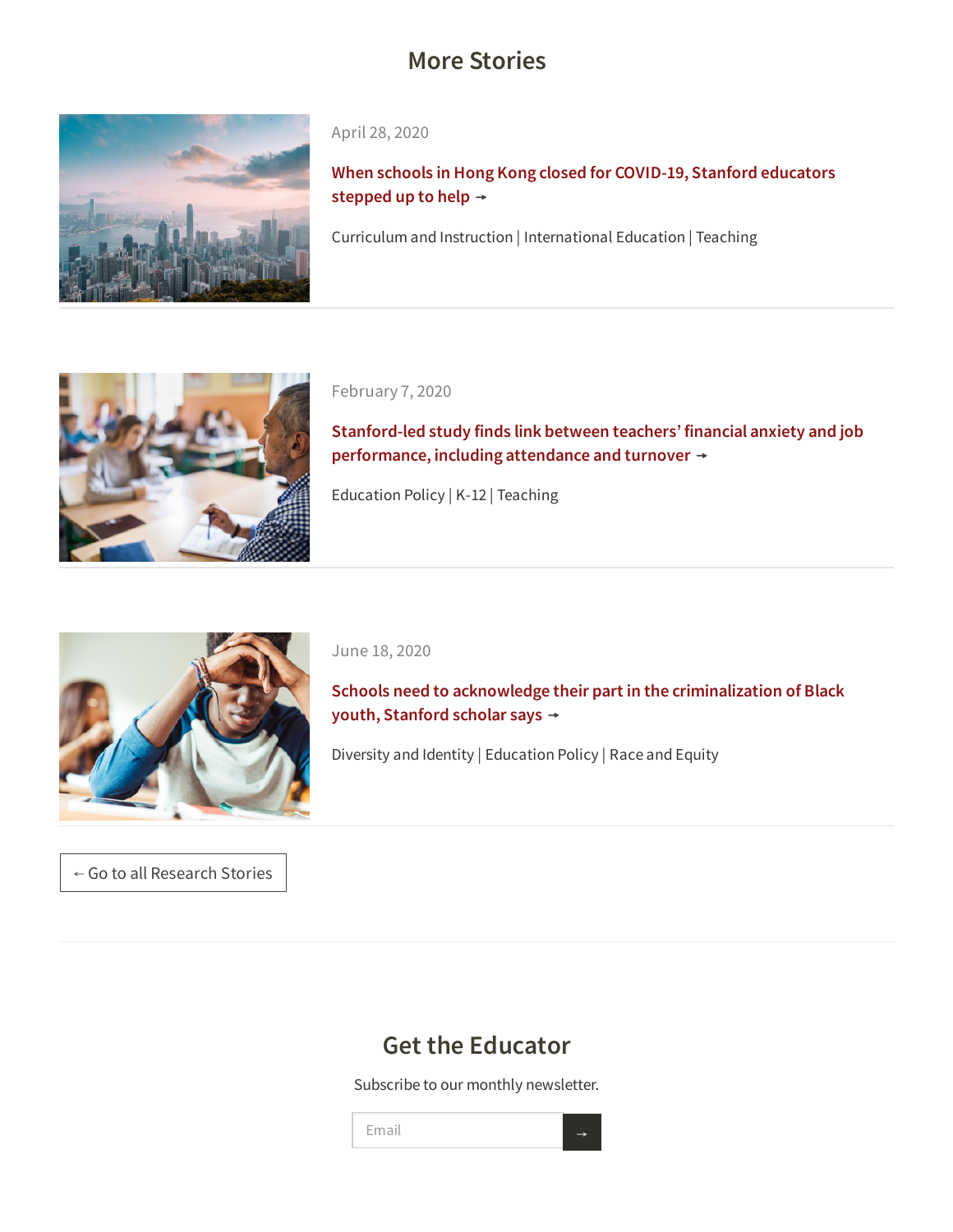## More Stories

April 28, 2020

**When schools in Hong Kong closed for COVID-19, Stanford educators stepped up to help →**

Curriculum and Instruction | International Education | Teaching

February 7, 2020

**Stanford-led study finds link between teachers' financial anxiety and job performance, including attendance and turnover →**

Education Policy | K-12 | Teaching

June 18, 2020

**Schools need to acknowledge their part in the criminalization of Black youth, Stanford scholar says →**

Diversity and Identity | Education Policy | Race and Equity

← Go to all Research Stories

## Get the Educator

Subscribe to our monthly newsletter.

Email →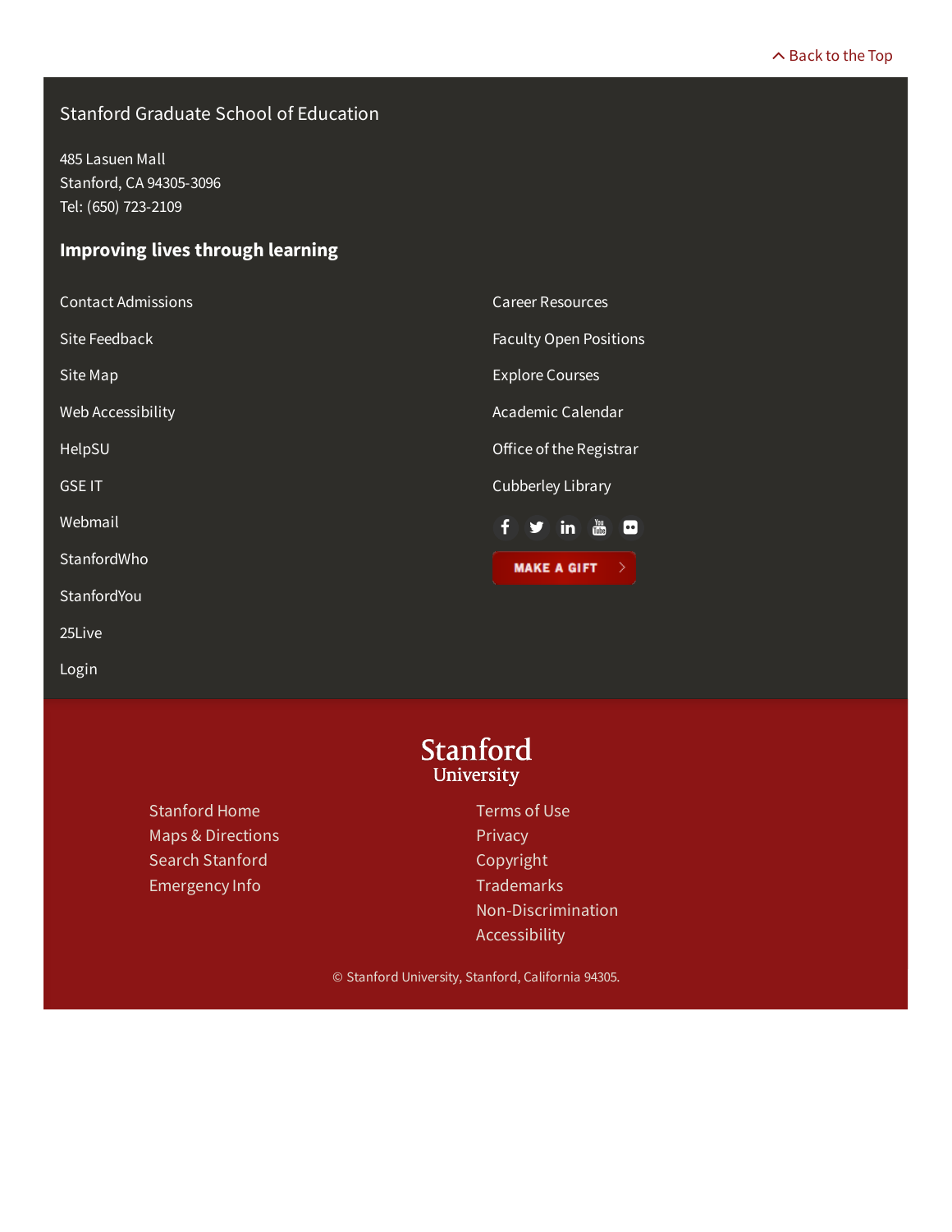Back to the Top

Stanford Graduate School of Education

485 Lasuen Mall
Stanford, CA 94305-3096
Tel: (650) 723-2109

**Improving lives through learning**

- Contact Admissions
- Site Feedback
- Site Map
- Web Accessibility
- HelpSU
- GSE IT
- Webmail
- StanfordWho
- StanfordYou
- 25Live
- Login

- Career Resources
- Faculty Open Positions
- Explore Courses
- Academic Calendar
- Office of the Registrar
- Cubberley Library

MAKE A GIFT

Stanford University

- Stanford Home
- Maps & Directions
- Search Stanford
- Emergency Info

- Terms of Use
- Privacy
- Copyright
- Trademarks
- Non-Discrimination
- Accessibility

© Stanford University, Stanford, California 94305.